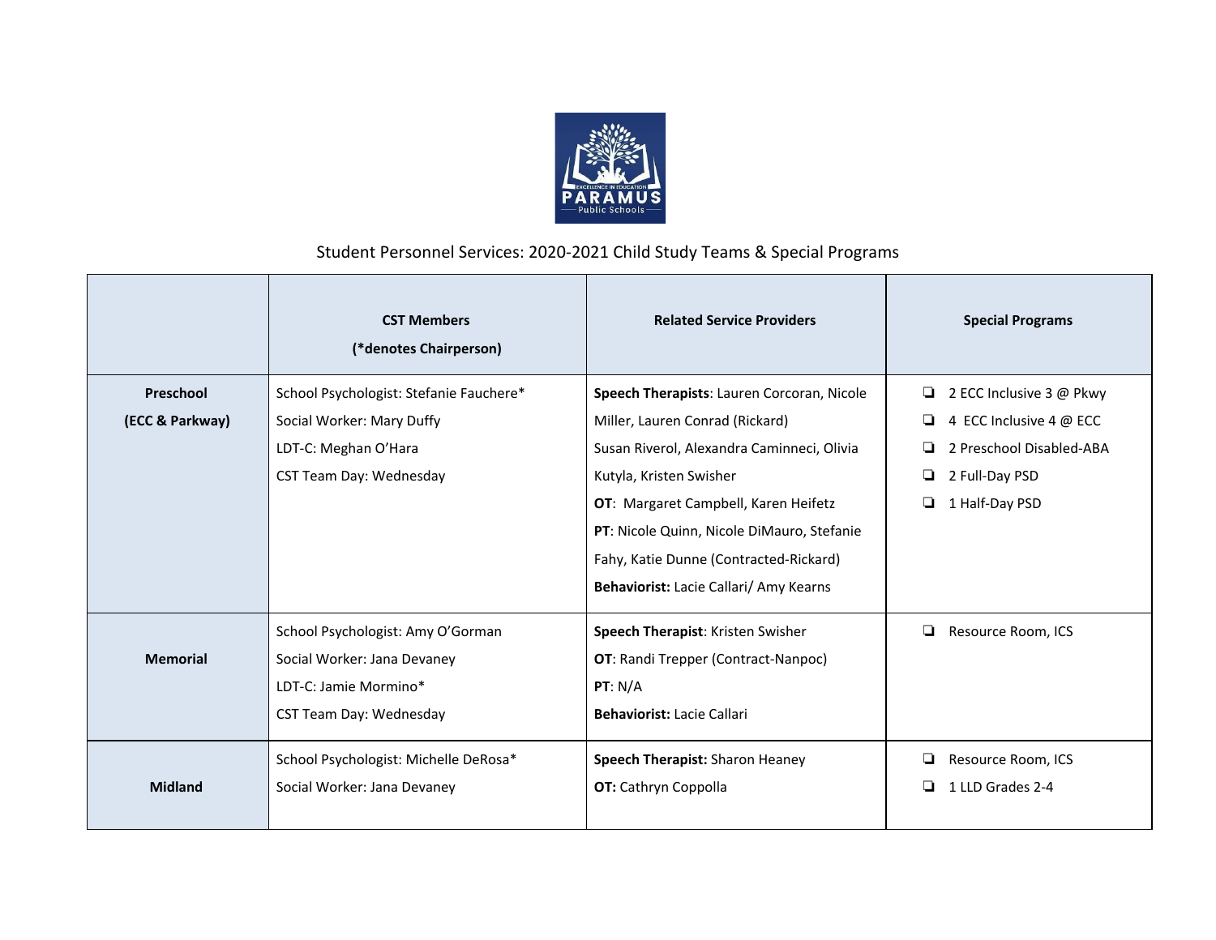Student Personnel Services: 2020-2021 Child Study Teams & Special Programs

| | CST Members (*denotes Chairperson) | Related Service Providers | Special Programs |
|---|---|---|---|
| **Preschool (ECC & Parkway)** | School Psychologist: Stefanie Fauchere*<br>Social Worker: Mary Duffy<br>LDT-C: Meghan O'Hara<br>CST Team Day: Wednesday | **Speech Therapists**: Lauren Corcoran, Nicole Miller, Lauren Conrad (Rickard) Susan Riverol, Alexandra Caminneci, Olivia Kutyla, Kristen Swisher<br>**OT**: Margaret Campbell, Karen Heifetz<br>**PT**: Nicole Quinn, Nicole DiMauro, Stefanie Fahy, Katie Dunne (Contracted-Rickard)<br>**Behaviorist:** Lacie Callari/ Amy Kearns | ❏ 2 ECC Inclusive 3 @ Pkwy<br>❏ 4 ECC Inclusive 4 @ ECC<br>❏ 2 Preschool Disabled-ABA<br>❏ 2 Full-Day PSD<br>❏ 1 Half-Day PSD |
| **Memorial** | School Psychologist: Amy O'Gorman<br>Social Worker: Jana Devaney<br>LDT-C: Jamie Mormino*<br>CST Team Day: Wednesday | **Speech Therapist**: Kristen Swisher<br>**OT**: Randi Trepper (Contract-Nanpoc)<br>**PT**: N/A<br>**Behaviorist:** Lacie Callari | ❏ Resource Room, ICS |
| **Midland** | School Psychologist: Michelle DeRosa*<br>Social Worker: Jana Devaney | **Speech Therapist:** Sharon Heaney<br>**OT:** Cathryn Coppolla | ❏ Resource Room, ICS<br>❏ 1 LLD Grades 2-4 |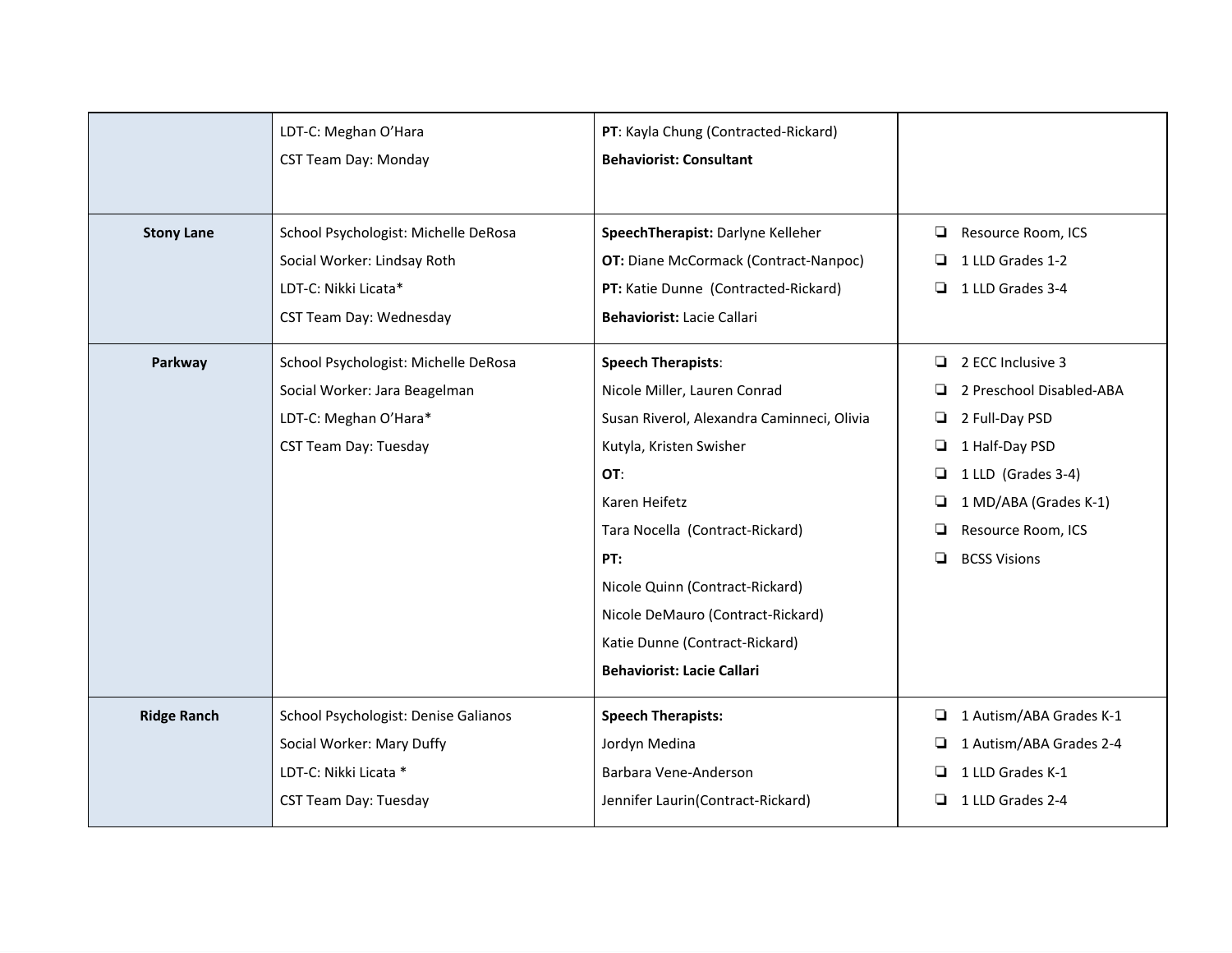| | | | |
|---|---|---|---|
| | LDT-C: Meghan O'Hara<br>CST Team Day: Monday | **PT**: Kayla Chung (Contracted-Rickard)<br>**Behaviorist: Consultant** | |
| **Stony Lane** | School Psychologist: Michelle DeRosa<br>Social Worker: Lindsay Roth<br>LDT-C: Nikki Licata*<br>CST Team Day: Wednesday | **SpeechTherapist:** Darlyne Kelleher<br>**OT:** Diane McCormack (Contract-Nanpoc)<br>**PT:** Katie Dunne (Contracted-Rickard)<br>**Behaviorist:** Lacie Callari | ❏ Resource Room, ICS<br>❏ 1 LLD Grades 1-2<br>❏ 1 LLD Grades 3-4 |
| **Parkway** | School Psychologist: Michelle DeRosa<br>Social Worker: Jara Beagelman<br>LDT-C: Meghan O'Hara*<br>CST Team Day: Tuesday | **Speech Therapists**:<br>Nicole Miller, Lauren Conrad<br>Susan Riverol, Alexandra Caminneci, Olivia Kutyla, Kristen Swisher<br>**OT**:<br>Karen Heifetz<br>Tara Nocella (Contract-Rickard)<br>**PT:**<br>Nicole Quinn (Contract-Rickard)<br>Nicole DeMauro (Contract-Rickard)<br>Katie Dunne (Contract-Rickard)<br>**Behaviorist: Lacie Callari** | ❏ 2 ECC Inclusive 3<br>❏ 2 Preschool Disabled-ABA<br>❏ 2 Full-Day PSD<br>❏ 1 Half-Day PSD<br>❏ 1 LLD (Grades 3-4)<br>❏ 1 MD/ABA (Grades K-1)<br>❏ Resource Room, ICS<br>❏ BCSS Visions |
| **Ridge Ranch** | School Psychologist: Denise Galianos<br>Social Worker: Mary Duffy<br>LDT-C: Nikki Licata *<br>CST Team Day: Tuesday | **Speech Therapists:**<br>Jordyn Medina<br>Barbara Vene-Anderson<br>Jennifer Laurin(Contract-Rickard) | ❏ 1 Autism/ABA Grades K-1<br>❏ 1 Autism/ABA Grades 2-4<br>❏ 1 LLD Grades K-1<br>❏ 1 LLD Grades 2-4 |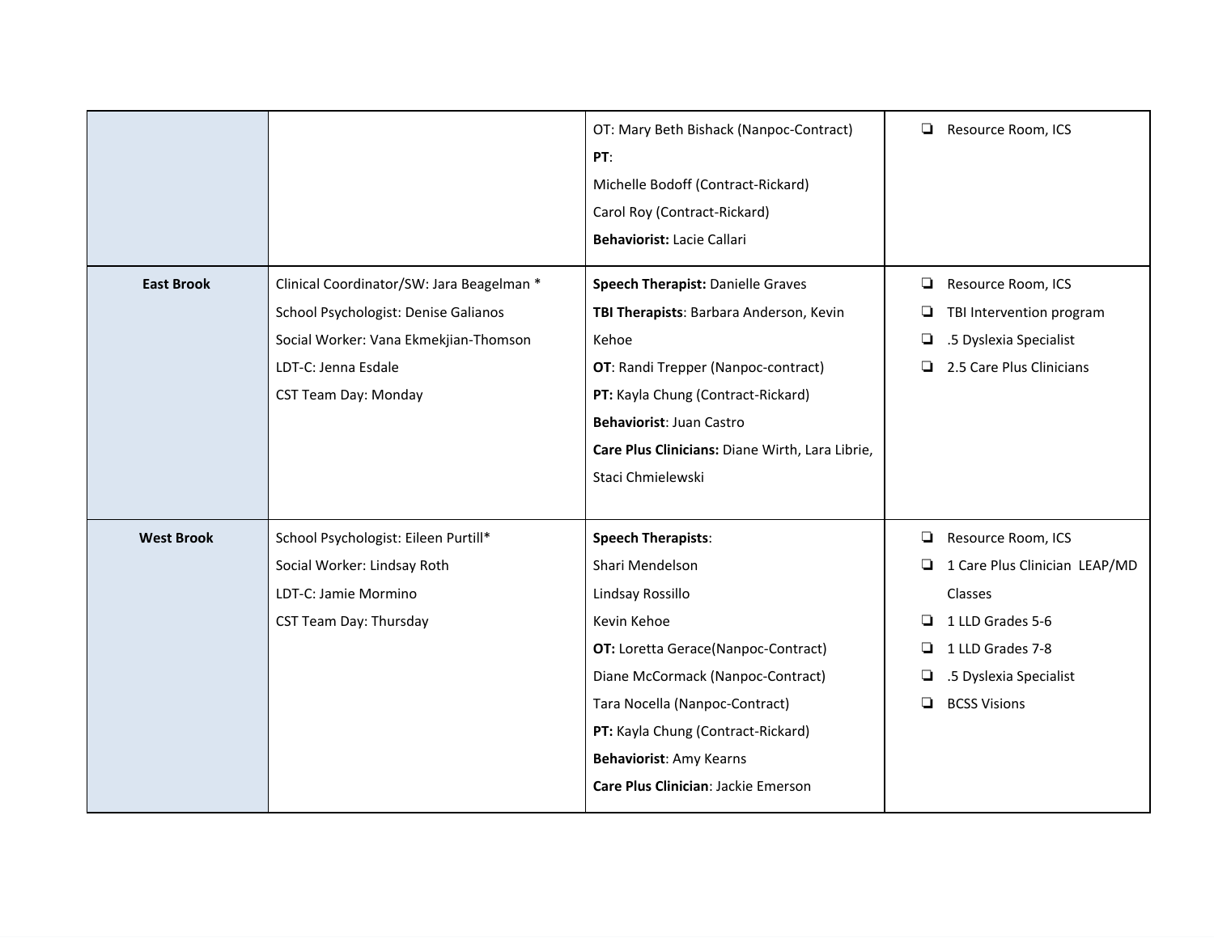| | | | |
|---|---|---|---|
| | | OT: Mary Beth Bishack (Nanpoc-Contract)<br>**PT**:<br>Michelle Bodoff (Contract-Rickard)<br>Carol Roy (Contract-Rickard)<br>**Behaviorist:** Lacie Callari | ❏ Resource Room, ICS |
| **East Brook** | Clinical Coordinator/SW: Jara Beagelman *<br>School Psychologist: Denise Galianos<br>Social Worker: Vana Ekmekjian-Thomson<br>LDT-C: Jenna Esdale<br>CST Team Day: Monday | **Speech Therapist:** Danielle Graves<br>**TBI Therapists**: Barbara Anderson, Kevin Kehoe<br>**OT**: Randi Trepper (Nanpoc-contract)<br>**PT:** Kayla Chung (Contract-Rickard)<br>**Behaviorist**: Juan Castro<br>**Care Plus Clinicians:** Diane Wirth, Lara Librie, Staci Chmielewski | ❏ Resource Room, ICS<br>❏ TBI Intervention program<br>❏ .5 Dyslexia Specialist<br>❏ 2.5 Care Plus Clinicians |
| **West Brook** | School Psychologist: Eileen Purtill*<br>Social Worker: Lindsay Roth<br>LDT-C: Jamie Mormino<br>CST Team Day: Thursday | **Speech Therapists**:<br>Shari Mendelson<br>Lindsay Rossillo<br>Kevin Kehoe<br>**OT:** Loretta Gerace(Nanpoc-Contract)<br>Diane McCormack (Nanpoc-Contract)<br>Tara Nocella (Nanpoc-Contract)<br>**PT:** Kayla Chung (Contract-Rickard)<br>**Behaviorist**: Amy Kearns<br>**Care Plus Clinician**: Jackie Emerson | ❏ Resource Room, ICS<br>❏ 1 Care Plus Clinician LEAP/MD Classes<br>❏ 1 LLD Grades 5-6<br>❏ 1 LLD Grades 7-8<br>❏ .5 Dyslexia Specialist<br>❏ BCSS Visions |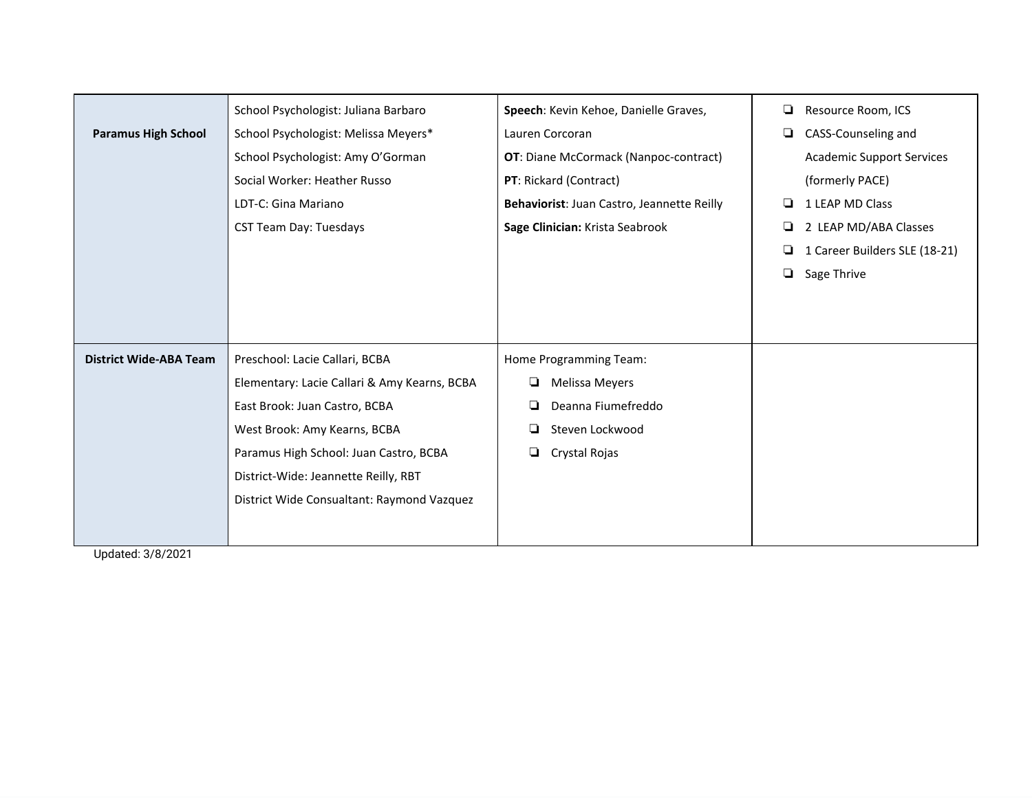| | | | |
|---|---|---|---|
| **Paramus High School** | School Psychologist: Juliana Barbaro<br>School Psychologist: Melissa Meyers*<br>School Psychologist: Amy O'Gorman<br>Social Worker: Heather Russo<br>LDT-C: Gina Mariano<br>CST Team Day: Tuesdays | **Speech**: Kevin Kehoe, Danielle Graves, Lauren Corcoran<br>**OT**: Diane McCormack (Nanpoc-contract)<br>**PT**: Rickard (Contract)<br>**Behaviorist**: Juan Castro, Jeannette Reilly<br>**Sage Clinician:** Krista Seabrook | ❏ Resource Room, ICS<br>❏ CASS-Counseling and Academic Support Services (formerly PACE)<br>❏ 1 LEAP MD Class<br>❏ 2 LEAP MD/ABA Classes<br>❏ 1 Career Builders SLE (18-21)<br>❏ Sage Thrive |
| **District Wide-ABA Team** | Preschool: Lacie Callari, BCBA<br>Elementary: Lacie Callari & Amy Kearns, BCBA<br>East Brook: Juan Castro, BCBA<br>West Brook: Amy Kearns, BCBA<br>Paramus High School: Juan Castro, BCBA<br>District-Wide: Jeannette Reilly, RBT<br>District Wide Consultant: Raymond Vazquez | Home Programming Team:<br>❏ Melissa Meyers<br>❏ Deanna Fiumefreddo<br>❏ Steven Lockwood<br>❏ Crystal Rojas | |

Updated: 3/8/2021